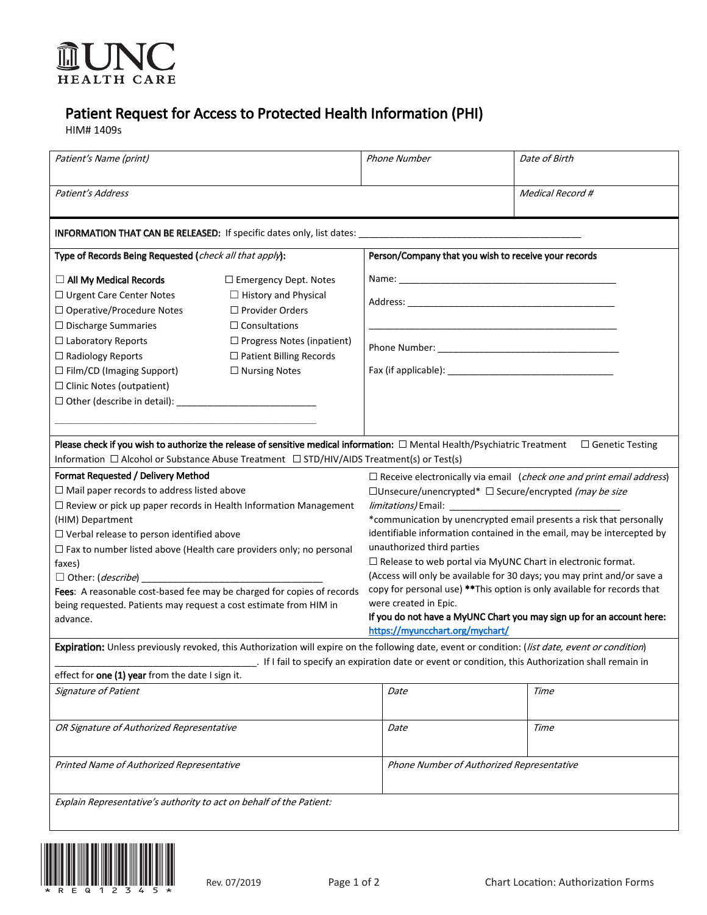UNC HEALTH CARE

# Patient Request for Access to Protected Health Information (PHI)

HIM# 1409s

| *Patient's Name (print)* | | *Phone Number* | *Date of Birth* |
|---|---|---|---|
| *Patient's Address* | | | *Medical Record #* |

**INFORMATION THAT CAN BE RELEASED:** If specific dates only, list dates: ____________________________________________

**Type of Records Being Requested** (*check all that apply*):

- ☐ **All My Medical Records**
- ☐ Emergency Dept. Notes
- ☐ Urgent Care Center Notes
- ☐ History and Physical
- ☐ Operative/Procedure Notes
- ☐ Provider Orders
- ☐ Discharge Summaries
- ☐ Consultations
- ☐ Laboratory Reports
- ☐ Progress Notes (inpatient)
- ☐ Radiology Reports
- ☐ Patient Billing Records
- ☐ Film/CD (Imaging Support)
- ☐ Nursing Notes
- ☐ Clinic Notes (outpatient)
- ☐ Other (describe in detail): ___________________________

**Person/Company that you wish to receive your records**

Name: ___________________________________________

Address: ________________________________________

_______________________________________________

Phone Number: ___________________________________

Fax (if applicable): _______________________________

**Please check if you wish to authorize the release of sensitive medical information:** ☐ Mental Health/Psychiatric Treatment ☐ Genetic Testing Information ☐ Alcohol or Substance Abuse Treatment ☐ STD/HIV/AIDS Treatment(s) or Test(s)

**Format Requested / Delivery Method**

- ☐ Mail paper records to address listed above
- ☐ Review or pick up paper records in Health Information Management (HIM) Department
- ☐ Verbal release to person identified above
- ☐ Fax to number listed above (Health care providers only; no personal faxes)
- ☐ Other: (*describe*) ___________________________________

**Fees**: A reasonable cost-based fee may be charged for copies of records being requested. Patients may request a cost estimate from HIM in advance.

☐ Receive electronically via email (*check one and print email address*)
☐Unsecure/unencrypted* ☐ Secure/encrypted (*may be size limitations*) Email: ________________________________

*communication by unencrypted email presents a risk that personally identifiable information contained in the email, may be intercepted by unauthorized third parties

☐ Release to web portal via MyUNC Chart in electronic format. (Access will only be available for 30 days; you may print and/or save a copy for personal use) **This option is only available for records that were created in Epic.

**If you do not have a MyUNC Chart you may sign up for an account here:** https://myuncchart.org/mychart/

**Expiration:** Unless previously revoked, this Authorization will expire on the following date, event or condition: (*list date, event or condition*) ________________________________________. If I fail to specify an expiration date or event or condition, this Authorization shall remain in effect for **one (1) year** from the date I sign it.

| *Signature of Patient* | *Date* | *Time* |
|---|---|---|
| *OR Signature of Authorized Representative* | *Date* | *Time* |
| *Printed Name of Authorized Representative* | *Phone Number of Authorized Representative* | |
| *Explain Representative's authority to act on behalf of the Patient:* | | |

*REQ12345*

Rev. 07/2019

Chart Location: Authorization Forms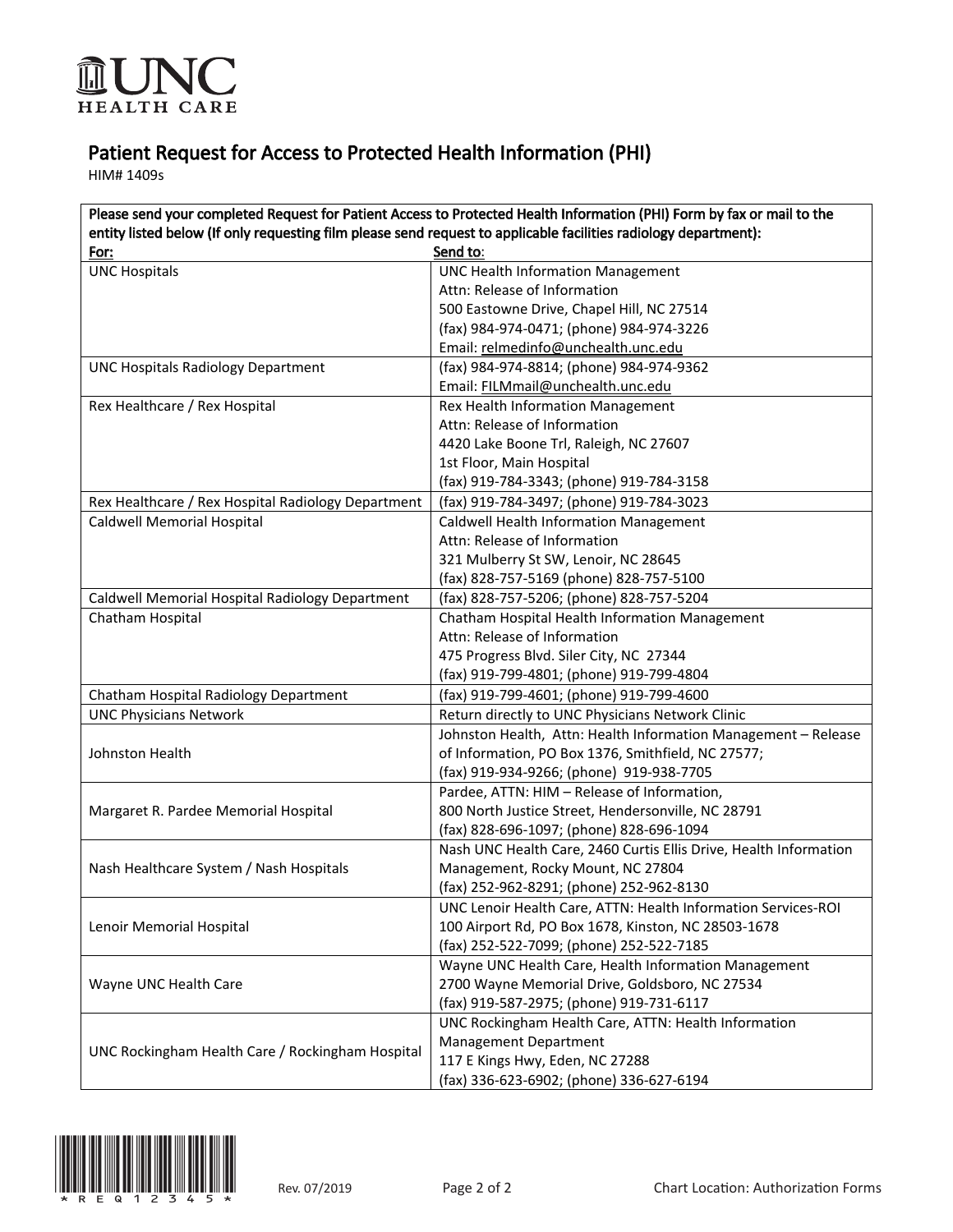UNC HEALTH CARE

# Patient Request for Access to Protected Health Information (PHI)

HIM# 1409s

| **Please send your completed Request for Patient Access to Protected Health Information (PHI) Form by fax or mail to the entity listed below (If only requesting film please send request to applicable facilities radiology department):** | |
|---|---|
| **For:** | **Send to:** |
| UNC Hospitals | UNC Health Information Management<br>Attn: Release of Information<br>500 Eastowne Drive, Chapel Hill, NC 27514<br>(fax) 984-974-0471; (phone) 984-974-3226<br>Email: relmedinfo@unchealth.unc.edu |
| UNC Hospitals Radiology Department | (fax) 984-974-8814; (phone) 984-974-9362<br>Email: FILMmail@unchealth.unc.edu |
| Rex Healthcare / Rex Hospital | Rex Health Information Management<br>Attn: Release of Information<br>4420 Lake Boone Trl, Raleigh, NC 27607<br>1st Floor, Main Hospital<br>(fax) 919-784-3343; (phone) 919-784-3158 |
| Rex Healthcare / Rex Hospital Radiology Department | (fax) 919-784-3497; (phone) 919-784-3023 |
| Caldwell Memorial Hospital | Caldwell Health Information Management<br>Attn: Release of Information<br>321 Mulberry St SW, Lenoir, NC 28645<br>(fax) 828-757-5169 (phone) 828-757-5100 |
| Caldwell Memorial Hospital Radiology Department | (fax) 828-757-5206; (phone) 828-757-5204 |
| Chatham Hospital | Chatham Hospital Health Information Management<br>Attn: Release of Information<br>475 Progress Blvd. Siler City, NC 27344<br>(fax) 919-799-4801; (phone) 919-799-4804 |
| Chatham Hospital Radiology Department | (fax) 919-799-4601; (phone) 919-799-4600 |
| UNC Physicians Network | Return directly to UNC Physicians Network Clinic |
| Johnston Health | Johnston Health, Attn: Health Information Management – Release of Information, PO Box 1376, Smithfield, NC 27577;<br>(fax) 919-934-9266; (phone) 919-938-7705 |
| Margaret R. Pardee Memorial Hospital | Pardee, ATTN: HIM – Release of Information,<br>800 North Justice Street, Hendersonville, NC 28791<br>(fax) 828-696-1097; (phone) 828-696-1094 |
| Nash Healthcare System / Nash Hospitals | Nash UNC Health Care, 2460 Curtis Ellis Drive, Health Information Management, Rocky Mount, NC 27804<br>(fax) 252-962-8291; (phone) 252-962-8130 |
| Lenoir Memorial Hospital | UNC Lenoir Health Care, ATTN: Health Information Services-ROI<br>100 Airport Rd, PO Box 1678, Kinston, NC 28503-1678<br>(fax) 252-522-7099; (phone) 252-522-7185 |
| Wayne UNC Health Care | Wayne UNC Health Care, Health Information Management<br>2700 Wayne Memorial Drive, Goldsboro, NC 27534<br>(fax) 919-587-2975; (phone) 919-731-6117 |
| UNC Rockingham Health Care / Rockingham Hospital | UNC Rockingham Health Care, ATTN: Health Information Management Department<br>117 E Kings Hwy, Eden, NC 27288<br>(fax) 336-623-6902; (phone) 336-627-6194 |

*REQ12345*

Rev. 07/2019

Chart Location: Authorization Forms